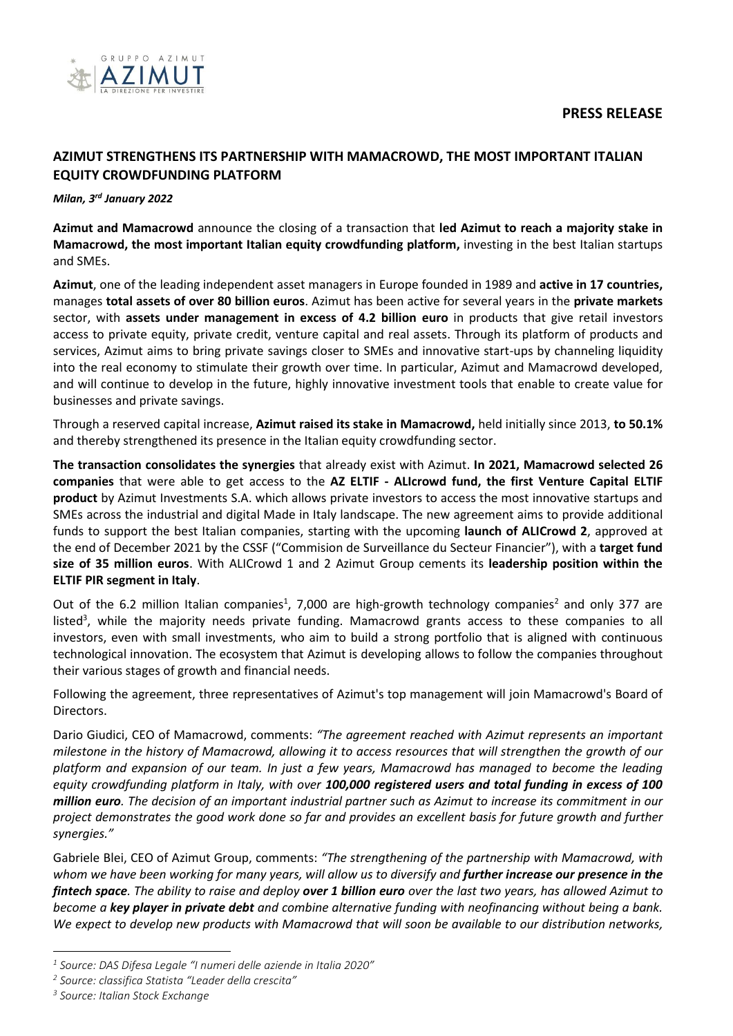**PRESS RELEASE**

## AZIMUT STRENGTHENS ITS PARTNERSHIP WITH MAMACROWD, THE MOST IMPORTANT ITALIAN EQUITY CROWDFUNDING PLATFORM

***Milan, 3rd January 2022***

**Azimut and Mamacrowd** announce the closing of a transaction that **led Azimut to reach a majority stake in Mamacrowd, the most important Italian equity crowdfunding platform,** investing in the best Italian startups and SMEs.

**Azimut**, one of the leading independent asset managers in Europe founded in 1989 and **active in 17 countries,** manages **total assets of over 80 billion euros**. Azimut has been active for several years in the **private markets** sector, with **assets under management in excess of 4.2 billion euro** in products that give retail investors access to private equity, private credit, venture capital and real assets. Through its platform of products and services, Azimut aims to bring private savings closer to SMEs and innovative start-ups by channeling liquidity into the real economy to stimulate their growth over time. In particular, Azimut and Mamacrowd developed, and will continue to develop in the future, highly innovative investment tools that enable to create value for businesses and private savings.

Through a reserved capital increase, **Azimut raised its stake in Mamacrowd,** held initially since 2013, **to 50.1%** and thereby strengthened its presence in the Italian equity crowdfunding sector.

**The transaction consolidates the synergies** that already exist with Azimut. **In 2021, Mamacrowd selected 26 companies** that were able to get access to the **AZ ELTIF - ALIcrowd fund, the first Venture Capital ELTIF product** by Azimut Investments S.A. which allows private investors to access the most innovative startups and SMEs across the industrial and digital Made in Italy landscape. The new agreement aims to provide additional funds to support the best Italian companies, starting with the upcoming **launch of ALICrowd 2**, approved at the end of December 2021 by the CSSF ("Commision de Surveillance du Secteur Financier"), with a **target fund size of 35 million euros**. With ALICrowd 1 and 2 Azimut Group cements its **leadership position within the ELTIF PIR segment in Italy**.

Out of the 6.2 million Italian companies[1], 7,000 are high-growth technology companies[2] and only 377 are listed[3], while the majority needs private funding. Mamacrowd grants access to these companies to all investors, even with small investments, who aim to build a strong portfolio that is aligned with continuous technological innovation. The ecosystem that Azimut is developing allows to follow the companies throughout their various stages of growth and financial needs.

Following the agreement, three representatives of Azimut's top management will join Mamacrowd's Board of Directors.

Dario Giudici, CEO of Mamacrowd, comments: *"The agreement reached with Azimut represents an important milestone in the history of Mamacrowd, allowing it to access resources that will strengthen the growth of our platform and expansion of our team. In just a few years, Mamacrowd has managed to become the leading equity crowdfunding platform in Italy, with over **100,000 registered users and total funding in excess of 100 million euro**. The decision of an important industrial partner such as Azimut to increase its commitment in our project demonstrates the good work done so far and provides an excellent basis for future growth and further synergies."*

Gabriele Blei, CEO of Azimut Group, comments: *"The strengthening of the partnership with Mamacrowd, with whom we have been working for many years, will allow us to diversify and **further increase our presence in the fintech space**. The ability to raise and deploy **over 1 billion euro** over the last two years, has allowed Azimut to become a **key player in private debt** and combine alternative funding with neofinancing without being a bank. We expect to develop new products with Mamacrowd that will soon be available to our distribution networks,*

---

*[1] Source: DAS Difesa Legale "I numeri delle aziende in Italia 2020"*

*[2] Source: classifica Statista "Leader della crescita"*

*[3] Source: Italian Stock Exchange*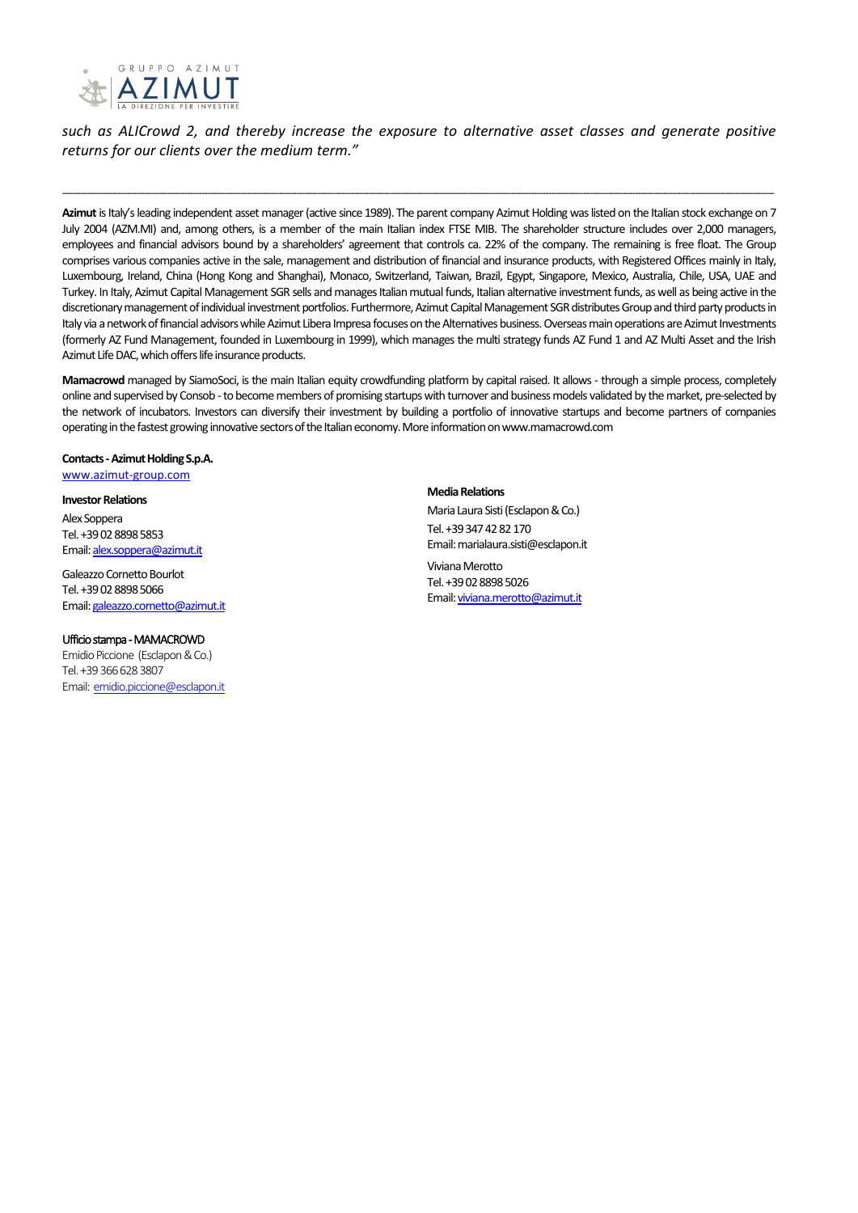*such as ALICrowd 2, and thereby increase the exposure to alternative asset classes and generate positive returns for our clients over the medium term."*

---

**Azimut** is Italy's leading independent asset manager (active since 1989). The parent company Azimut Holding was listed on the Italian stock exchange on 7 July 2004 (AZM.MI) and, among others, is a member of the main Italian index FTSE MIB. The shareholder structure includes over 2,000 managers, employees and financial advisors bound by a shareholders' agreement that controls ca. 22% of the company. The remaining is free float. The Group comprises various companies active in the sale, management and distribution of financial and insurance products, with Registered Offices mainly in Italy, Luxembourg, Ireland, China (Hong Kong and Shanghai), Monaco, Switzerland, Taiwan, Brazil, Egypt, Singapore, Mexico, Australia, Chile, USA, UAE and Turkey. In Italy, Azimut Capital Management SGR sells and manages Italian mutual funds, Italian alternative investment funds, as well as being active in the discretionary management of individual investment portfolios. Furthermore, Azimut Capital Management SGR distributes Group and third party products in Italy via a network of financial advisors while Azimut Libera Impresa focuses on the Alternatives business. Overseas main operations are Azimut Investments (formerly AZ Fund Management, founded in Luxembourg in 1999), which manages the multi strategy funds AZ Fund 1 and AZ Multi Asset and the Irish Azimut Life DAC, which offers life insurance products.

**Mamacrowd** managed by SiamoSoci, is the main Italian equity crowdfunding platform by capital raised. It allows - through a simple process, completely online and supervised by Consob - to become members of promising startups with turnover and business models validated by the market, pre-selected by the network of incubators. Investors can diversify their investment by building a portfolio of innovative startups and become partners of companies operating in the fastest growing innovative sectors of the Italian economy. More information on www.mamacrowd.com

**Contacts - Azimut Holding S.p.A.**
www.azimut-group.com

**Investor Relations**
Alex Soppera
Tel. +39 02 8898 5853
Email: alex.soppera@azimut.it

Galeazzo Cornetto Bourlot
Tel. +39 02 8898 5066
Email: galeazzo.cornetto@azimut.it

**Media Relations**
Maria Laura Sisti (Esclapon & Co.)
Tel. +39 347 42 82 170
Email: marialaura.sisti@esclapon.it

Viviana Merotto
Tel. +39 02 8898 5026
Email: viviana.merotto@azimut.it

**Ufficio stampa - MAMACROWD**
Emidio Piccione (Esclapon & Co.)
Tel. +39 366 628 3807
Email: emidio.piccione@esclapon.it